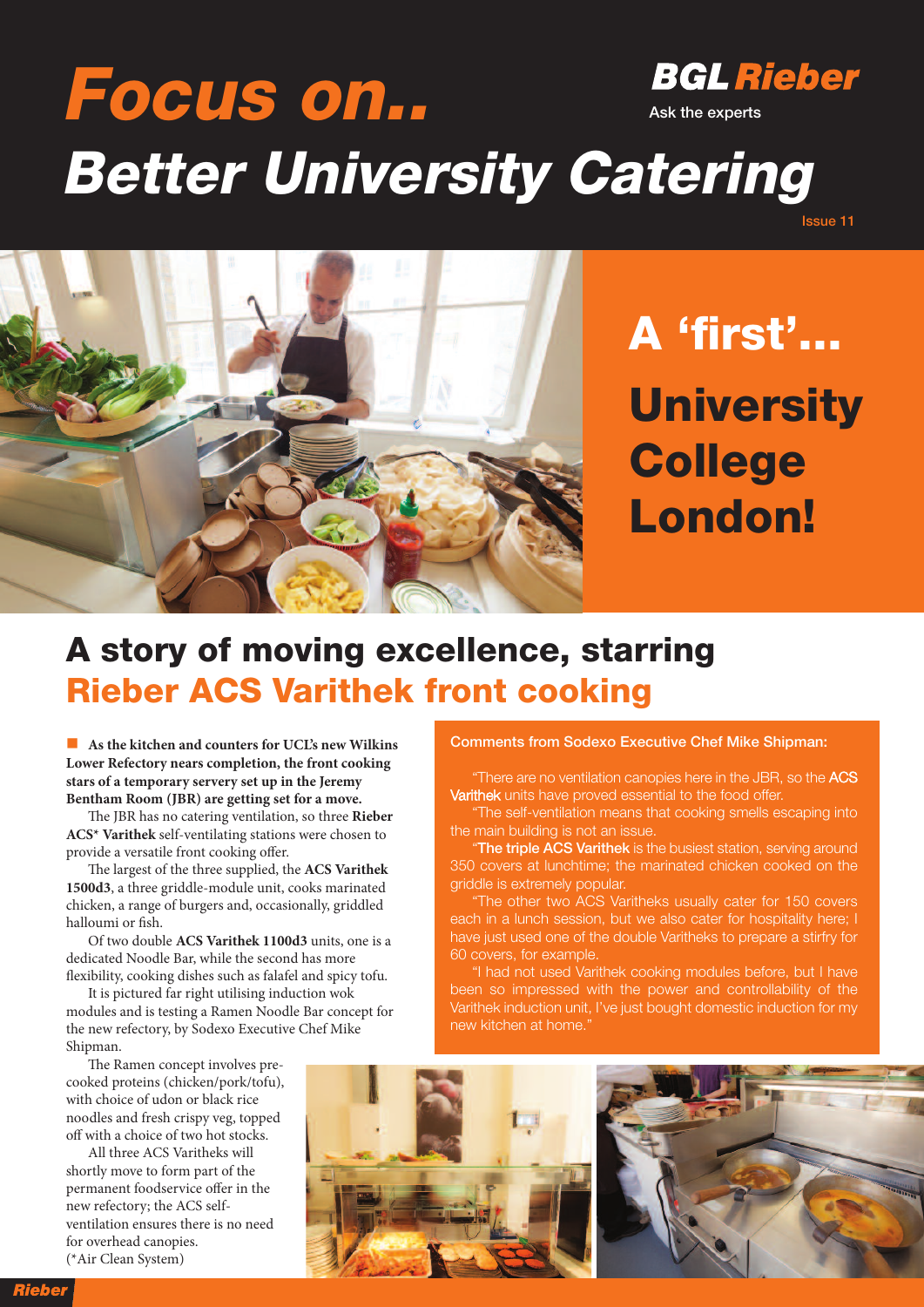# Focus on..

**BGL Rieber**
Ask the experts

# Better University Catering

Issue 11

## A 'first'... University College London!

## A story of moving excellence, starring Rieber ACS Varithek front cooking

**As the kitchen and counters for UCL's new Wilkins Lower Refectory nears completion, the front cooking stars of a temporary servery set up in the Jeremy Bentham Room (JBR) are getting set for a move.**

The JBR has no catering ventilation, so three **Rieber ACS* Varithek** self-ventilating stations were chosen to provide a versatile front cooking offer.

The largest of the three supplied, the **ACS Varithek 1500d3**, a three griddle-module unit, cooks marinated chicken, a range of burgers and, occasionally, griddled halloumi or fish.

Of two double **ACS Varithek 1100d3** units, one is a dedicated Noodle Bar, while the second has more flexibility, cooking dishes such as falafel and spicy tofu.

It is pictured far right utilising induction wok modules and is testing a Ramen Noodle Bar concept for the new refectory, by Sodexo Executive Chef Mike Shipman.

The Ramen concept involves pre-cooked proteins (chicken/pork/tofu), with choice of udon or black rice noodles and fresh crispy veg, topped off with a choice of two hot stocks.

All three ACS Varitheks will shortly move to form part of the permanent foodservice offer in the new refectory; the ACS self-ventilation ensures there is no need for overhead canopies.
(*Air Clean System)

**Comments from Sodexo Executive Chef Mike Shipman:**

"There are no ventilation canopies here in the JBR, so the **ACS Varithek** units have proved essential to the food offer.

"The self-ventilation means that cooking smells escaping into the main building is not an issue.

"**The triple ACS Varithek** is the busiest station, serving around 350 covers at lunchtime; the marinated chicken cooked on the griddle is extremely popular.

"The other two ACS Varitheks usually cater for 150 covers each in a lunch session, but we also cater for hospitality here; I have just used one of the double Varitheks to prepare a stirfry for 60 covers, for example.

"I had not used Varithek cooking modules before, but I have been so impressed with the power and controllability of the Varithek induction unit, I've just bought domestic induction for my new kitchen at home."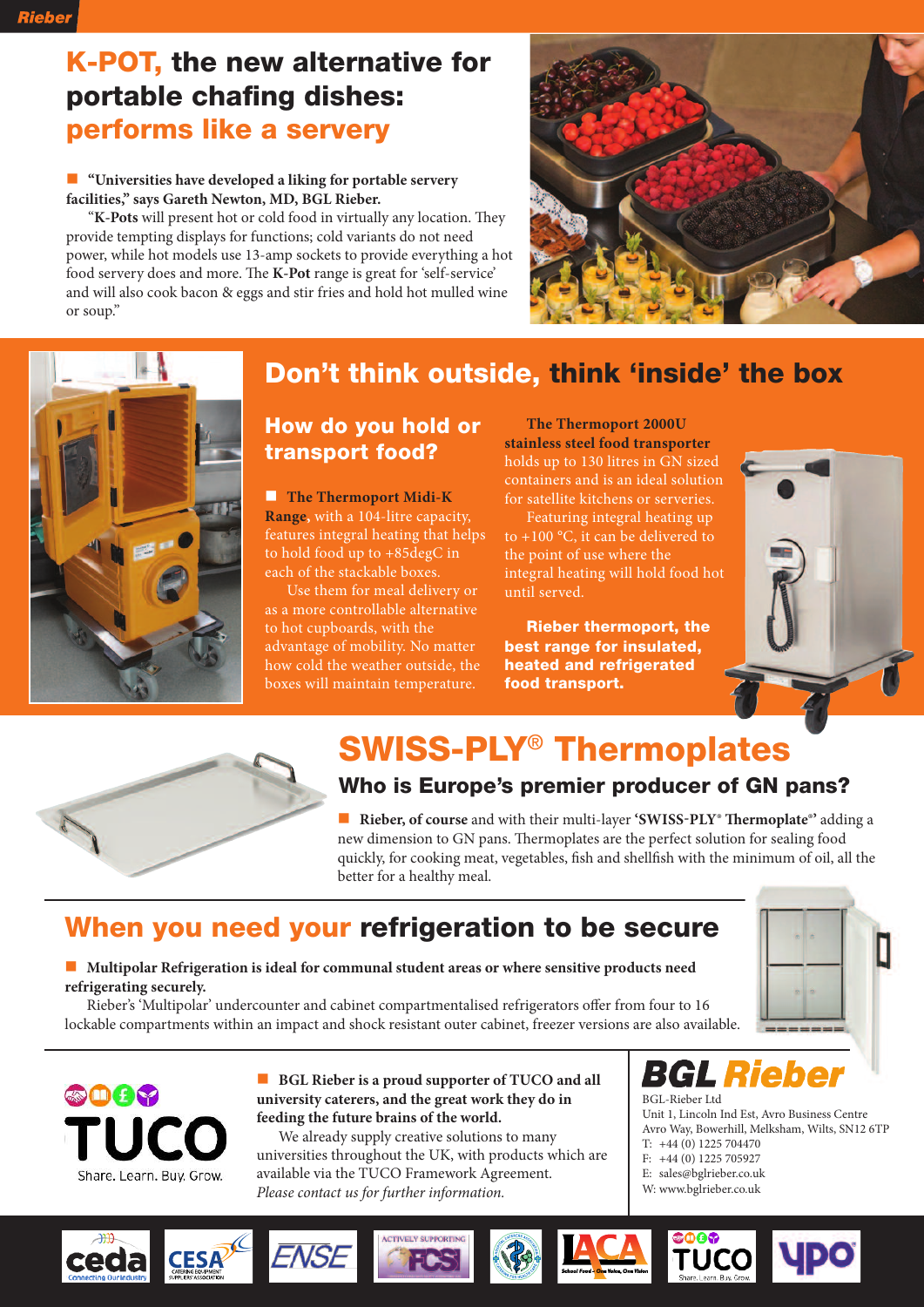# K-POT, the new alternative for portable chafing dishes: performs like a servery

**"Universities have developed a liking for portable servery facilities," says Gareth Newton, MD, BGL Rieber.**

"**K-Pots** will present hot or cold food in virtually any location. They provide tempting displays for functions; cold variants do not need power, while hot models use 13-amp sockets to provide everything a hot food servery does and more. The **K-Pot** range is great for 'self-service' and will also cook bacon & eggs and stir fries and hold hot mulled wine or soup."

## Don't think outside, think 'inside' the box

### How do you hold or transport food?

**The Thermoport Midi-K Range,** with a 104-litre capacity, features integral heating that helps to hold food up to +85degC in each of the stackable boxes.

Use them for meal delivery or as a more controllable alternative to hot cupboards, with the advantage of mobility. No matter how cold the weather outside, the boxes will maintain temperature.

**The Thermoport 2000U stainless steel food transporter** holds up to 130 litres in GN sized containers and is an ideal solution for satellite kitchens or serveries.

Featuring integral heating up to +100 °C, it can be delivered to the point of use where the integral heating will hold food hot until served.

**Rieber thermoport, the best range for insulated, heated and refrigerated food transport.**

## SWISS-PLY® Thermoplates

### Who is Europe's premier producer of GN pans?

**Rieber, of course** and with their multi-layer **'SWISS-PLY® Thermoplate®'** adding a new dimension to GN pans. Thermoplates are the perfect solution for sealing food quickly, for cooking meat, vegetables, fish and shellfish with the minimum of oil, all the better for a healthy meal.

## When you need your refrigeration to be secure

**Multipolar Refrigeration is ideal for communal student areas or where sensitive products need refrigerating securely.**

Rieber's 'Multipolar' undercounter and cabinet compartmentalised refrigerators offer from four to 16 lockable compartments within an impact and shock resistant outer cabinet, freezer versions are also available.

TUCO
Share. Learn. Buy. Grow.

**BGL Rieber is a proud supporter of TUCO and all university caterers, and the great work they do in feeding the future brains of the world.**

We already supply creative solutions to many universities throughout the UK, with products which are available via the TUCO Framework Agreement.

*Please contact us for further information.*

**BGL Rieber**

BGL-Rieber Ltd
Unit 1, Lincoln Ind Est, Avro Business Centre
Avro Way, Bowerhill, Melksham, Wilts, SN12 6TP
T: +44 (0) 1225 704470
F: +44 (0) 1225 705927
E: sales@bglrieber.co.uk
W: www.bglrieber.co.uk